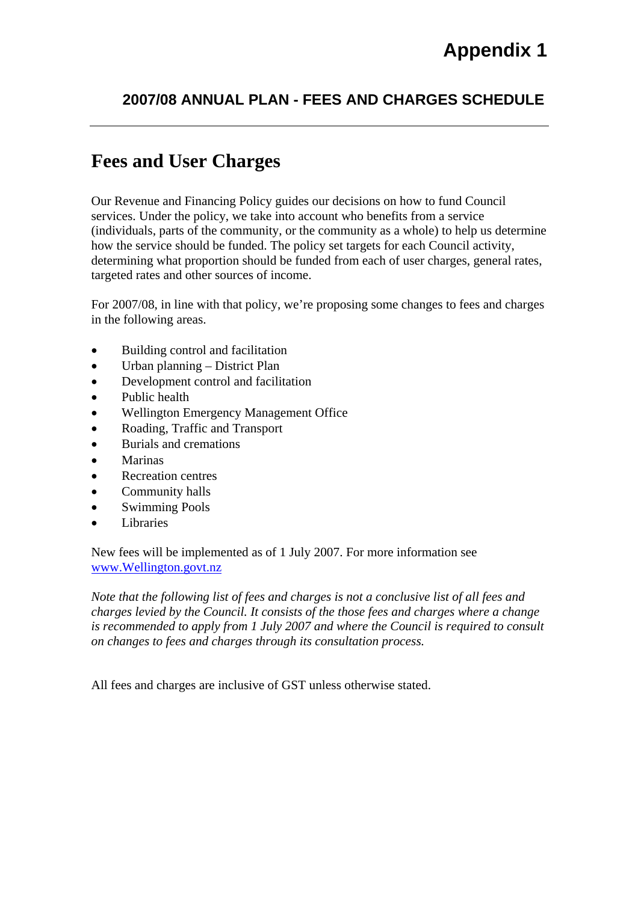# Appendix 1

## 2007/08 ANNUAL PLAN - FEES AND CHARGES SCHEDULE

---

# Fees and User Charges

Our Revenue and Financing Policy guides our decisions on how to fund Council services. Under the policy, we take into account who benefits from a service (individuals, parts of the community, or the community as a whole) to help us determine how the service should be funded. The policy set targets for each Council activity, determining what proportion should be funded from each of user charges, general rates, targeted rates and other sources of income.

For 2007/08, in line with that policy, we're proposing some changes to fees and charges in the following areas.

- Building control and facilitation
- Urban planning – District Plan
- Development control and facilitation
- Public health
- Wellington Emergency Management Office
- Roading, Traffic and Transport
- Burials and cremations
- Marinas
- Recreation centres
- Community halls
- Swimming Pools
- Libraries

New fees will be implemented as of 1 July 2007. For more information see [www.Wellington.govt.nz](http://www.Wellington.govt.nz)

*Note that the following list of fees and charges is not a conclusive list of all fees and charges levied by the Council. It consists of the those fees and charges where a change is recommended to apply from 1 July 2007 and where the Council is required to consult on changes to fees and charges through its consultation process.*

All fees and charges are inclusive of GST unless otherwise stated.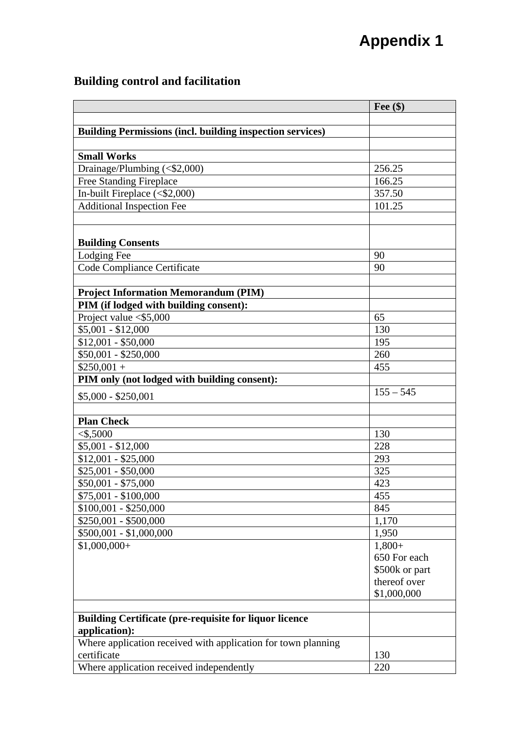# Appendix 1

## Building control and facilitation

| | Fee ($) |
|---|---|
| | |
| **Building Permissions (incl. building inspection services)** | |
| | |
| **Small Works** | |
| Drainage/Plumbing (<$2,000) | 256.25 |
| Free Standing Fireplace | 166.25 |
| In-built Fireplace (<$2,000) | 357.50 |
| Additional Inspection Fee | 101.25 |
| | |
| **Building Consents** | |
| Lodging Fee | 90 |
| Code Compliance Certificate | 90 |
| | |
| **Project Information Memorandum (PIM)** | |
| **PIM (if lodged with building consent):** | |
| Project value <$5,000 | 65 |
| $5,001 - $12,000 | 130 |
| $12,001 - $50,000 | 195 |
| $50,001 - $250,000 | 260 |
| $250,001 + | 455 |
| **PIM only (not lodged with building consent):** | |
| $5,000 - $250,001 | 155 – 545 |
| | |
| **Plan Check** | |
| <$,5000 | 130 |
| $5,001 - $12,000 | 228 |
| $12,001 - $25,000 | 293 |
| $25,001 - $50,000 | 325 |
| $50,001 - $75,000 | 423 |
| $75,001 - $100,000 | 455 |
| $100,001 - $250,000 | 845 |
| $250,001 - $500,000 | 1,170 |
| $500,001 - $1,000,000 | 1,950 |
| $1,000,000+ | 1,800+ 650 For each $500k or part thereof over $1,000,000 |
| | |
| **Building Certificate (pre-requisite for liquor licence application):** | |
| Where application received with application for town planning certificate | 130 |
| Where application received independently | 220 |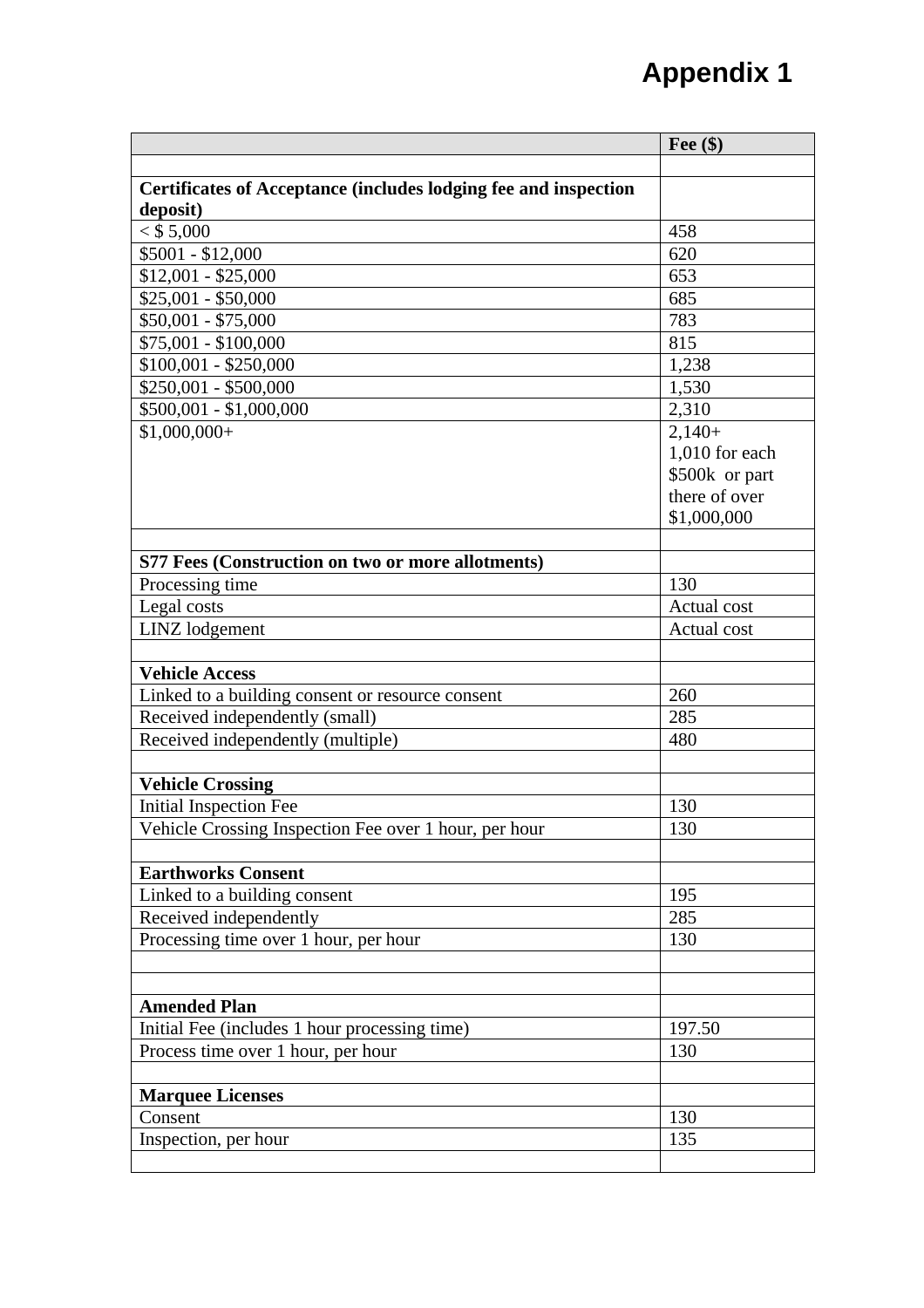# Appendix 1

| | Fee ($) |
|---|---|
| | |
| **Certificates of Acceptance (includes lodging fee and inspection deposit)** | |
| < $ 5,000 | 458 |
| $5001 - $12,000 | 620 |
| $12,001 - $25,000 | 653 |
| $25,001 - $50,000 | 685 |
| $50,001 - $75,000 | 783 |
| $75,001 - $100,000 | 815 |
| $100,001 - $250,000 | 1,238 |
| $250,001 - $500,000 | 1,530 |
| $500,001 - $1,000,000 | 2,310 |
| $1,000,000+ | 2,140+ 1,010 for each $500k or part there of over $1,000,000 |
| | |
| **S77 Fees (Construction on two or more allotments)** | |
| Processing time | 130 |
| Legal costs | Actual cost |
| LINZ lodgement | Actual cost |
| | |
| **Vehicle Access** | |
| Linked to a building consent or resource consent | 260 |
| Received independently (small) | 285 |
| Received independently (multiple) | 480 |
| | |
| **Vehicle Crossing** | |
| Initial Inspection Fee | 130 |
| Vehicle Crossing Inspection Fee over 1 hour, per hour | 130 |
| | |
| **Earthworks Consent** | |
| Linked to a building consent | 195 |
| Received independently | 285 |
| Processing time over 1 hour, per hour | 130 |
| | |
| | |
| **Amended Plan** | |
| Initial Fee (includes 1 hour processing time) | 197.50 |
| Process time over 1 hour, per hour | 130 |
| | |
| **Marquee Licenses** | |
| Consent | 130 |
| Inspection, per hour | 135 |
| | |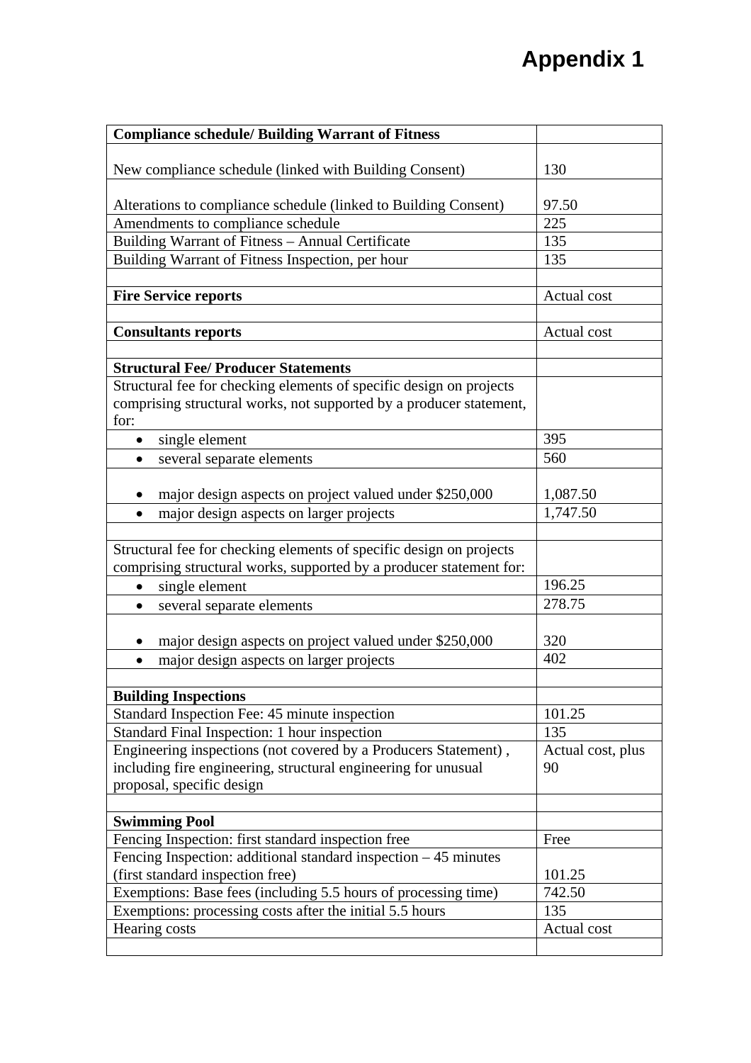# Appendix 1

| Compliance schedule/ Building Warrant of Fitness | |
|---|---|
| New compliance schedule (linked with Building Consent) | 130 |
| Alterations to compliance schedule (linked to Building Consent) | 97.50 |
| Amendments to compliance schedule | 225 |
| Building Warrant of Fitness – Annual Certificate | 135 |
| Building Warrant of Fitness Inspection, per hour | 135 |
| | |
| **Fire Service reports** | Actual cost |
| | |
| **Consultants reports** | Actual cost |
| | |
| **Structural Fee/ Producer Statements** | |
| Structural fee for checking elements of specific design on projects comprising structural works, not supported by a producer statement, for: | |
| • single element | 395 |
| • several separate elements | 560 |
| • major design aspects on project valued under $250,000 | 1,087.50 |
| • major design aspects on larger projects | 1,747.50 |
| | |
| Structural fee for checking elements of specific design on projects comprising structural works, supported by a producer statement for: | |
| • single element | 196.25 |
| • several separate elements | 278.75 |
| • major design aspects on project valued under $250,000 | 320 |
| • major design aspects on larger projects | 402 |
| | |
| **Building Inspections** | |
| Standard Inspection Fee: 45 minute inspection | 101.25 |
| Standard Final Inspection: 1 hour inspection | 135 |
| Engineering inspections (not covered by a Producers Statement) , including fire engineering, structural engineering for unusual proposal, specific design | Actual cost, plus 90 |
| | |
| **Swimming Pool** | |
| Fencing Inspection: first standard inspection free | Free |
| Fencing Inspection: additional standard inspection – 45 minutes (first standard inspection free) | 101.25 |
| Exemptions: Base fees (including 5.5 hours of processing time) | 742.50 |
| Exemptions: processing costs after the initial 5.5 hours | 135 |
| Hearing costs | Actual cost |
| | |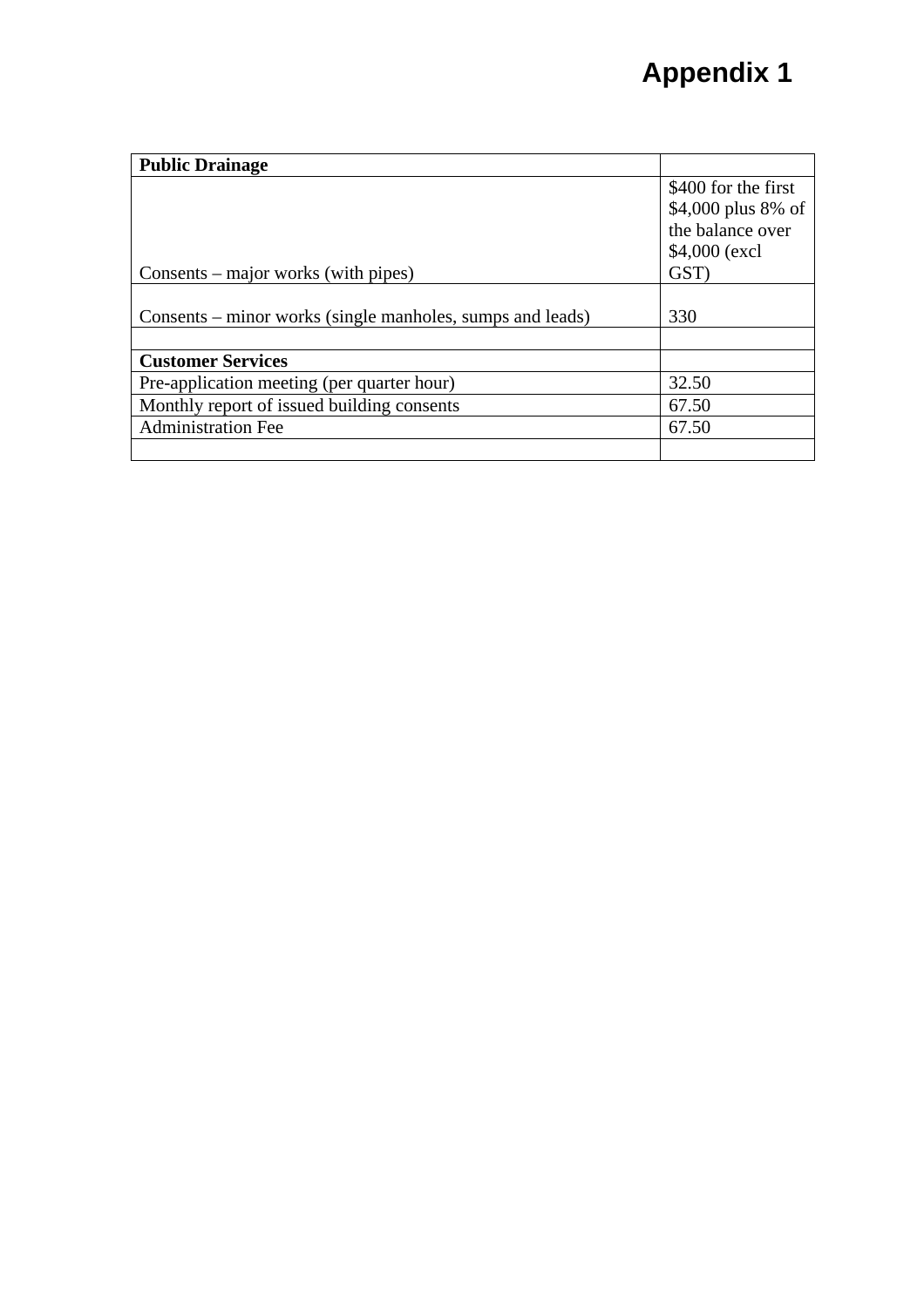# Appendix 1

| **Public Drainage** | |
|---|---|
| Consents – major works (with pipes) | $400 for the first $4,000 plus 8% of the balance over $4,000 (excl GST) |
| Consents – minor works (single manholes, sumps and leads) | 330 |
| | |
| **Customer Services** | |
| Pre-application meeting (per quarter hour) | 32.50 |
| Monthly report of issued building consents | 67.50 |
| Administration Fee | 67.50 |
| | |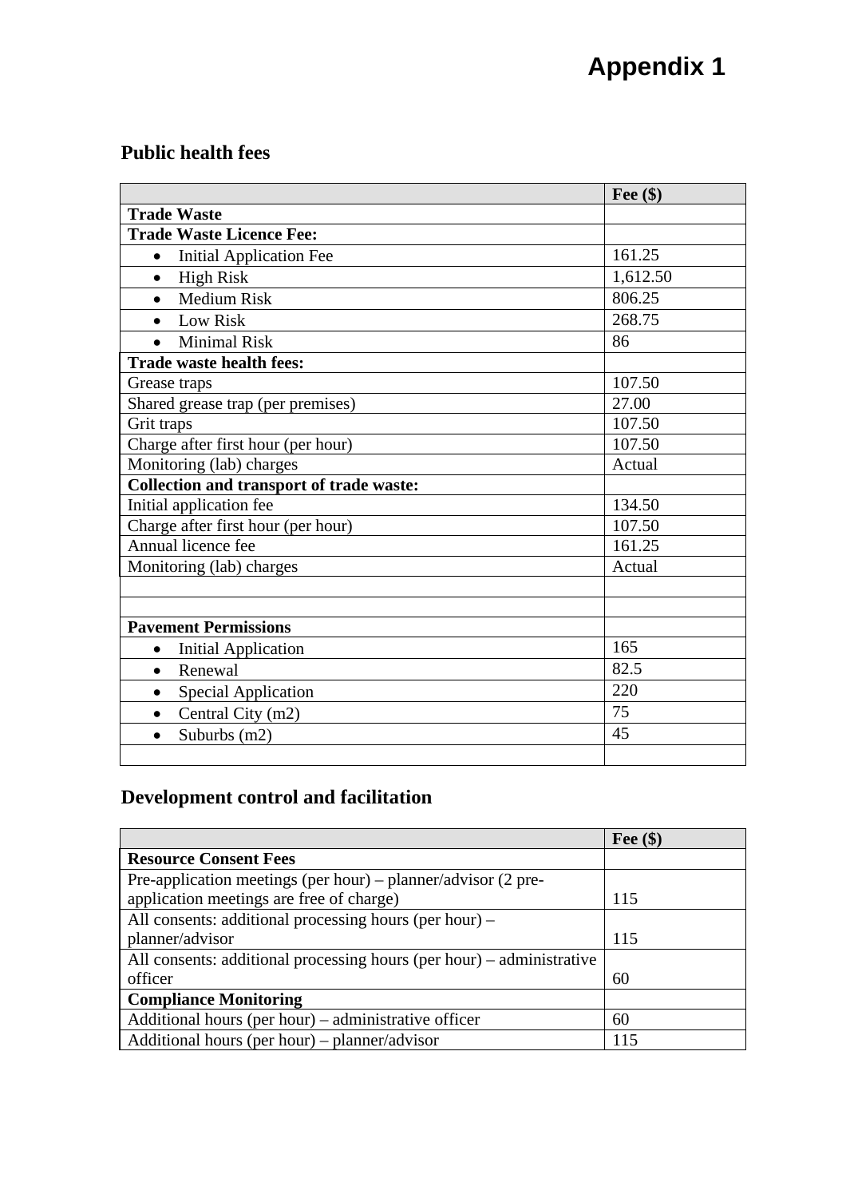# Appendix 1

## Public health fees

| | Fee ($) |
|---|---|
| **Trade Waste** | |
| **Trade Waste Licence Fee:** | |
| • Initial Application Fee | 161.25 |
| • High Risk | 1,612.50 |
| • Medium Risk | 806.25 |
| • Low Risk | 268.75 |
| • Minimal Risk | 86 |
| **Trade waste health fees:** | |
| Grease traps | 107.50 |
| Shared grease trap (per premises) | 27.00 |
| Grit traps | 107.50 |
| Charge after first hour (per hour) | 107.50 |
| Monitoring (lab) charges | Actual |
| **Collection and transport of trade waste:** | |
| Initial application fee | 134.50 |
| Charge after first hour (per hour) | 107.50 |
| Annual licence fee | 161.25 |
| Monitoring (lab) charges | Actual |
| | |
| | |
| **Pavement Permissions** | |
| • Initial Application | 165 |
| • Renewal | 82.5 |
| • Special Application | 220 |
| • Central City (m2) | 75 |
| • Suburbs (m2) | 45 |
| | |

## Development control and facilitation

| | Fee ($) |
|---|---|
| **Resource Consent Fees** | |
| Pre-application meetings (per hour) – planner/advisor (2 pre-application meetings are free of charge) | 115 |
| All consents: additional processing hours (per hour) – planner/advisor | 115 |
| All consents: additional processing hours (per hour) – administrative officer | 60 |
| **Compliance Monitoring** | |
| Additional hours (per hour) – administrative officer | 60 |
| Additional hours (per hour) – planner/advisor | 115 |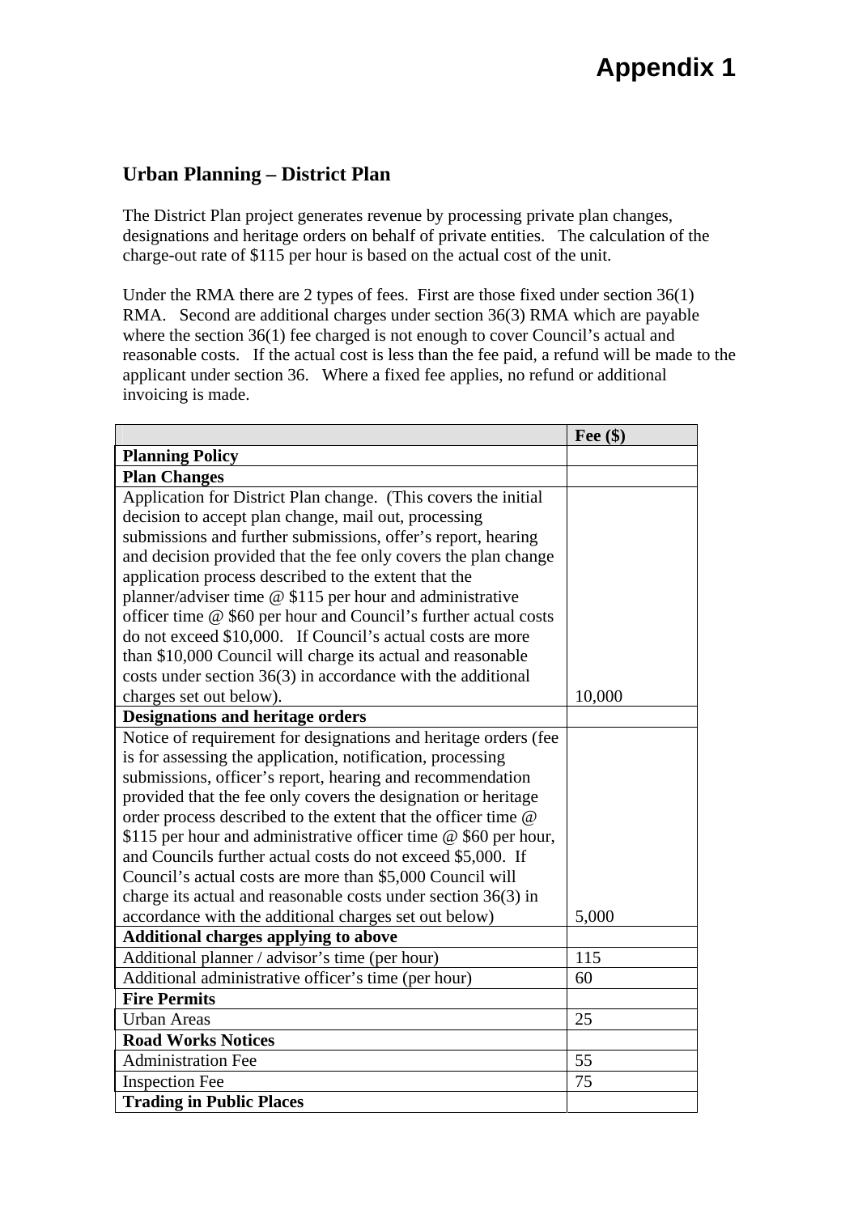# Appendix 1

## Urban Planning – District Plan

The District Plan project generates revenue by processing private plan changes, designations and heritage orders on behalf of private entities. The calculation of the charge-out rate of $115 per hour is based on the actual cost of the unit.

Under the RMA there are 2 types of fees. First are those fixed under section 36(1) RMA. Second are additional charges under section 36(3) RMA which are payable where the section 36(1) fee charged is not enough to cover Council's actual and reasonable costs. If the actual cost is less than the fee paid, a refund will be made to the applicant under section 36. Where a fixed fee applies, no refund or additional invoicing is made.

| | Fee ($) |
|---|---|
| **Planning Policy** | |
| **Plan Changes** | |
| Application for District Plan change. (This covers the initial decision to accept plan change, mail out, processing submissions and further submissions, offer's report, hearing and decision provided that the fee only covers the plan change application process described to the extent that the planner/adviser time @ $115 per hour and administrative officer time @ $60 per hour and Council's further actual costs do not exceed $10,000. If Council's actual costs are more than $10,000 Council will charge its actual and reasonable costs under section 36(3) in accordance with the additional charges set out below). | 10,000 |
| **Designations and heritage orders** | |
| Notice of requirement for designations and heritage orders (fee is for assessing the application, notification, processing submissions, officer's report, hearing and recommendation provided that the fee only covers the designation or heritage order process described to the extent that the officer time @ $115 per hour and administrative officer time @ $60 per hour, and Councils further actual costs do not exceed $5,000. If Council's actual costs are more than $5,000 Council will charge its actual and reasonable costs under section 36(3) in accordance with the additional charges set out below) | 5,000 |
| **Additional charges applying to above** | |
| Additional planner / advisor's time (per hour) | 115 |
| Additional administrative officer's time (per hour) | 60 |
| **Fire Permits** | |
| Urban Areas | 25 |
| **Road Works Notices** | |
| Administration Fee | 55 |
| Inspection Fee | 75 |
| **Trading in Public Places** | |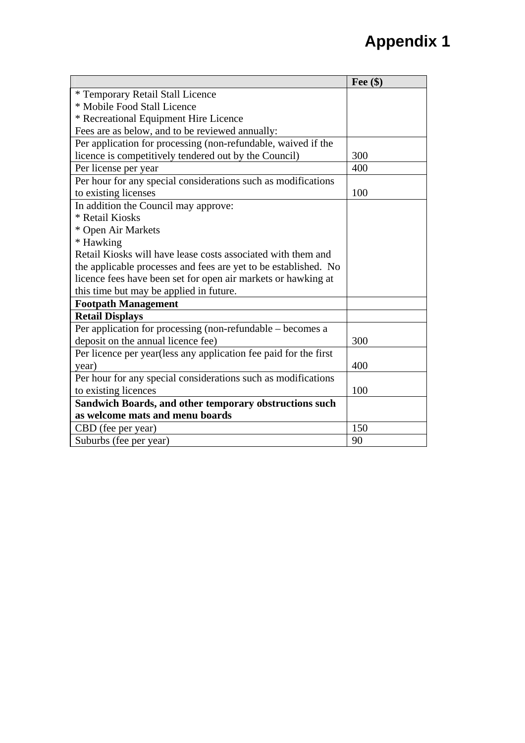# Appendix 1

| | Fee ($) |
|---|---|
| * Temporary Retail Stall Licence<br>* Mobile Food Stall Licence<br>* Recreational Equipment Hire Licence<br>Fees are as below, and to be reviewed annually: | |
| Per application for processing (non-refundable, waived if the licence is competitively tendered out by the Council) | 300 |
| Per license per year | 400 |
| Per hour for any special considerations such as modifications to existing licenses | 100 |
| In addition the Council may approve:<br>* Retail Kiosks<br>* Open Air Markets<br>* Hawking<br>Retail Kiosks will have lease costs associated with them and the applicable processes and fees are yet to be established. No licence fees have been set for open air markets or hawking at this time but may be applied in future. | |
| **Footpath Management** | |
| **Retail Displays** | |
| Per application for processing (non-refundable – becomes a deposit on the annual licence fee) | 300 |
| Per licence per year(less any application fee paid for the first year) | 400 |
| Per hour for any special considerations such as modifications to existing licences | 100 |
| **Sandwich Boards, and other temporary obstructions such as welcome mats and menu boards** | |
| CBD (fee per year) | 150 |
| Suburbs (fee per year) | 90 |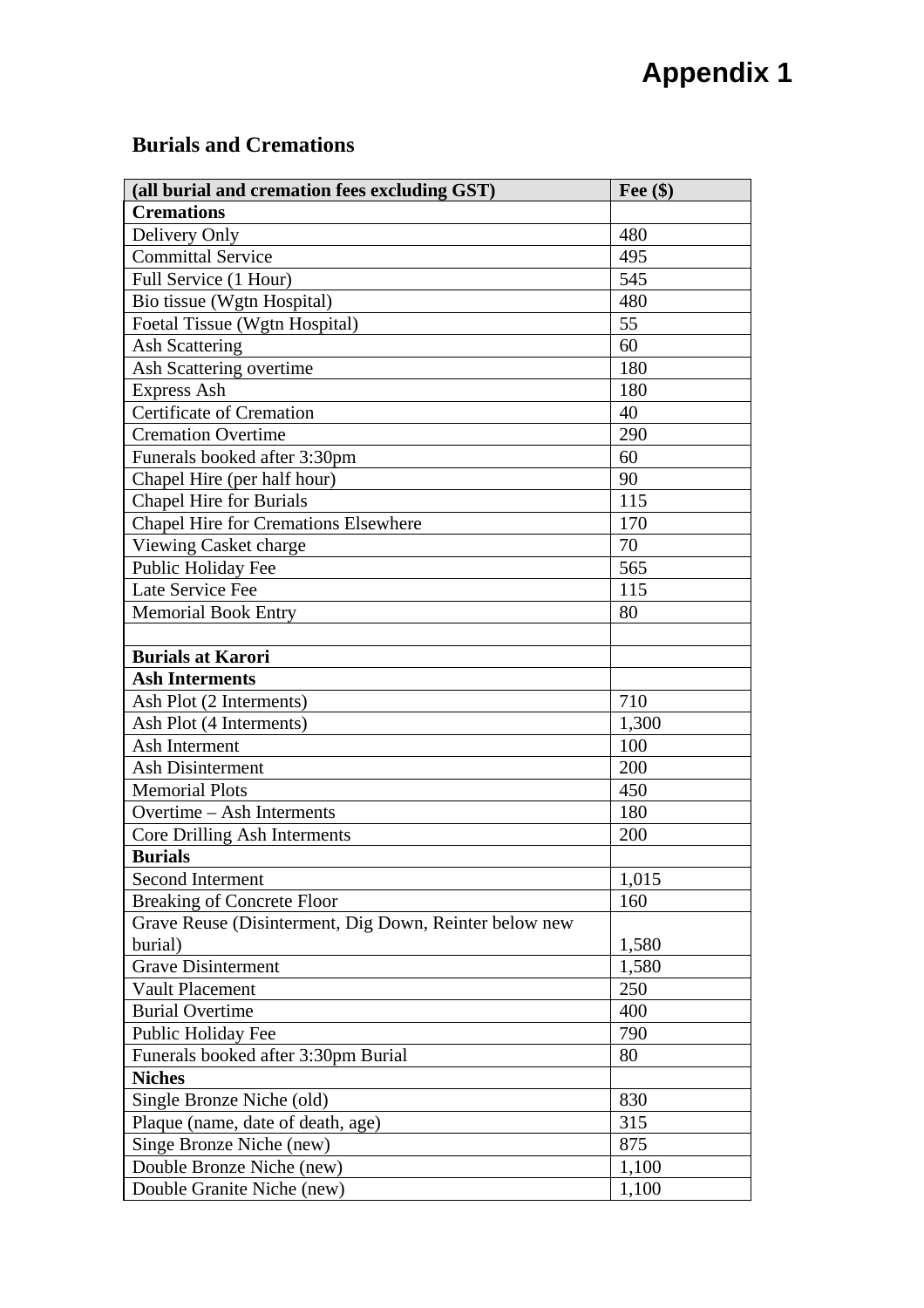# Appendix 1

## Burials and Cremations

| (all burial and cremation fees excluding GST) | Fee ($) |
|---|---|
| **Cremations** | |
| Delivery Only | 480 |
| Committal Service | 495 |
| Full Service (1 Hour) | 545 |
| Bio tissue (Wgtn Hospital) | 480 |
| Foetal Tissue (Wgtn Hospital) | 55 |
| Ash Scattering | 60 |
| Ash Scattering overtime | 180 |
| Express Ash | 180 |
| Certificate of Cremation | 40 |
| Cremation Overtime | 290 |
| Funerals booked after 3:30pm | 60 |
| Chapel Hire (per half hour) | 90 |
| Chapel Hire for Burials | 115 |
| Chapel Hire for Cremations Elsewhere | 170 |
| Viewing Casket charge | 70 |
| Public Holiday Fee | 565 |
| Late Service Fee | 115 |
| Memorial Book Entry | 80 |
| | |
| **Burials at Karori** | |
| **Ash Interments** | |
| Ash Plot (2 Interments) | 710 |
| Ash Plot (4 Interments) | 1,300 |
| Ash Interment | 100 |
| Ash Disinterment | 200 |
| Memorial Plots | 450 |
| Overtime – Ash Interments | 180 |
| Core Drilling Ash Interments | 200 |
| **Burials** | |
| Second Interment | 1,015 |
| Breaking of Concrete Floor | 160 |
| Grave Reuse (Disinterment, Dig Down, Reinter below new burial) | 1,580 |
| Grave Disinterment | 1,580 |
| Vault Placement | 250 |
| Burial Overtime | 400 |
| Public Holiday Fee | 790 |
| Funerals booked after 3:30pm Burial | 80 |
| **Niches** | |
| Single Bronze Niche (old) | 830 |
| Plaque (name, date of death, age) | 315 |
| Singe Bronze Niche (new) | 875 |
| Double Bronze Niche (new) | 1,100 |
| Double Granite Niche (new) | 1,100 |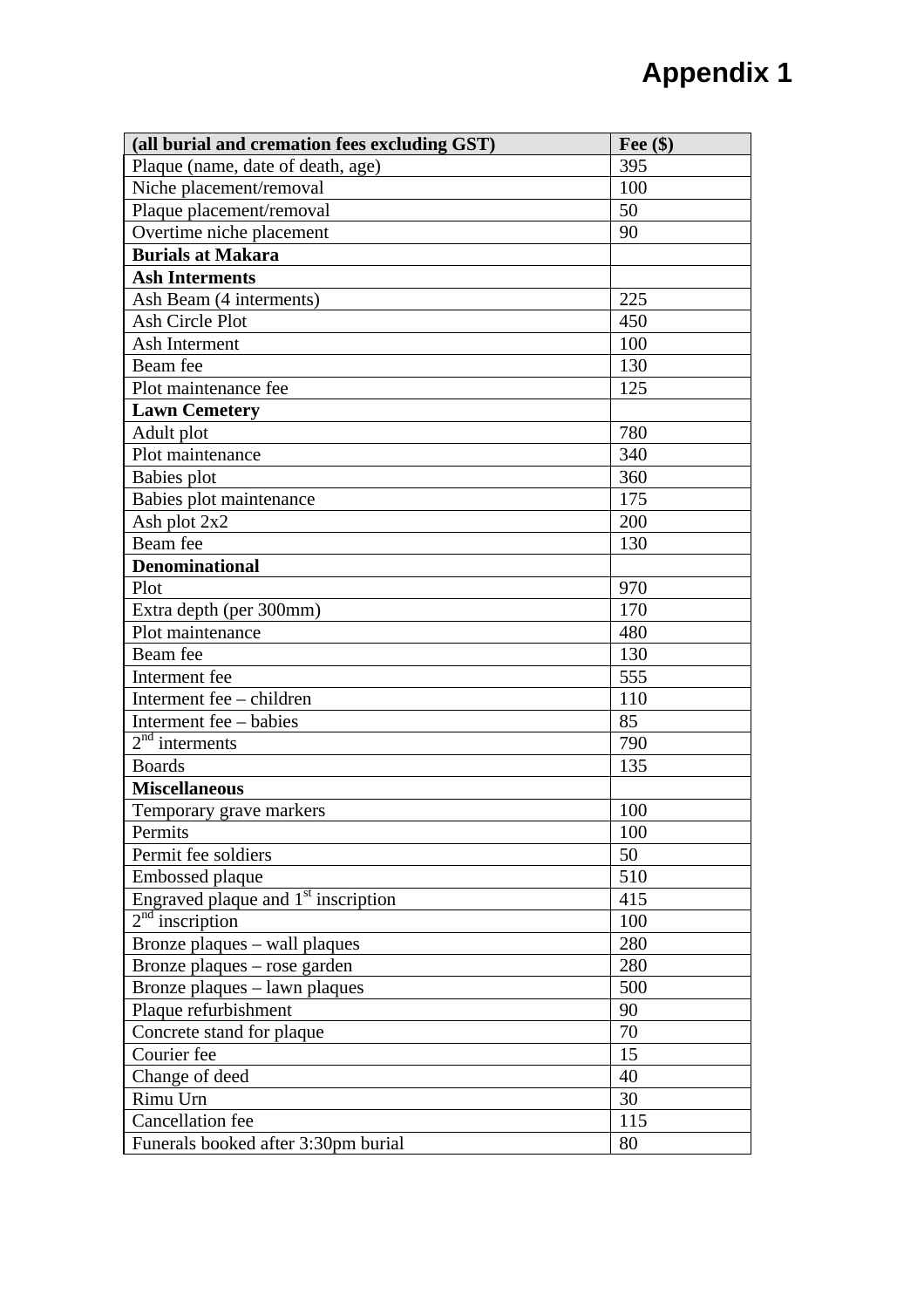# Appendix 1

| (all burial and cremation fees excluding GST) | Fee ($) |
|---|---|
| Plaque (name, date of death, age) | 395 |
| Niche placement/removal | 100 |
| Plaque placement/removal | 50 |
| Overtime niche placement | 90 |
| **Burials at Makara** | |
| **Ash Interments** | |
| Ash Beam (4 interments) | 225 |
| Ash Circle Plot | 450 |
| Ash Interment | 100 |
| Beam fee | 130 |
| Plot maintenance fee | 125 |
| **Lawn Cemetery** | |
| Adult plot | 780 |
| Plot maintenance | 340 |
| Babies plot | 360 |
| Babies plot maintenance | 175 |
| Ash plot 2x2 | 200 |
| Beam fee | 130 |
| **Denominational** | |
| Plot | 970 |
| Extra depth (per 300mm) | 170 |
| Plot maintenance | 480 |
| Beam fee | 130 |
| Interment fee | 555 |
| Interment fee – children | 110 |
| Interment fee – babies | 85 |
| 2nd interments | 790 |
| Boards | 135 |
| **Miscellaneous** | |
| Temporary grave markers | 100 |
| Permits | 100 |
| Permit fee soldiers | 50 |
| Embossed plaque | 510 |
| Engraved plaque and 1st inscription | 415 |
| 2nd inscription | 100 |
| Bronze plaques – wall plaques | 280 |
| Bronze plaques – rose garden | 280 |
| Bronze plaques – lawn plaques | 500 |
| Plaque refurbishment | 90 |
| Concrete stand for plaque | 70 |
| Courier fee | 15 |
| Change of deed | 40 |
| Rimu Urn | 30 |
| Cancellation fee | 115 |
| Funerals booked after 3:30pm burial | 80 |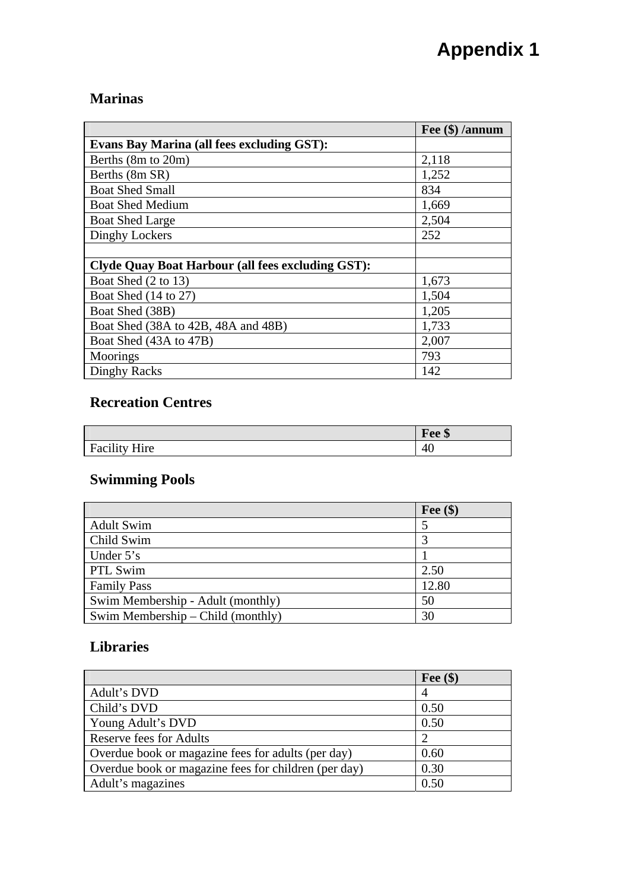# Appendix 1

## Marinas

| | Fee ($) /annum |
|---|---|
| **Evans Bay Marina (all fees excluding GST):** | |
| Berths (8m to 20m) | 2,118 |
| Berths (8m SR) | 1,252 |
| Boat Shed Small | 834 |
| Boat Shed Medium | 1,669 |
| Boat Shed Large | 2,504 |
| Dinghy Lockers | 252 |
| | |
| **Clyde Quay Boat Harbour (all fees excluding GST):** | |
| Boat Shed (2 to 13) | 1,673 |
| Boat Shed (14 to 27) | 1,504 |
| Boat Shed (38B) | 1,205 |
| Boat Shed (38A to 42B, 48A and 48B) | 1,733 |
| Boat Shed (43A to 47B) | 2,007 |
| Moorings | 793 |
| Dinghy Racks | 142 |

## Recreation Centres

| | Fee $ |
|---|---|
| Facility Hire | 40 |

## Swimming Pools

| | Fee ($) |
|---|---|
| Adult Swim | 5 |
| Child Swim | 3 |
| Under 5's | 1 |
| PTL Swim | 2.50 |
| Family Pass | 12.80 |
| Swim Membership - Adult (monthly) | 50 |
| Swim Membership – Child (monthly) | 30 |

## Libraries

| | Fee ($) |
|---|---|
| Adult's DVD | 4 |
| Child's DVD | 0.50 |
| Young Adult's DVD | 0.50 |
| Reserve fees for Adults | 2 |
| Overdue book or magazine fees for adults (per day) | 0.60 |
| Overdue book or magazine fees for children (per day) | 0.30 |
| Adult's magazines | 0.50 |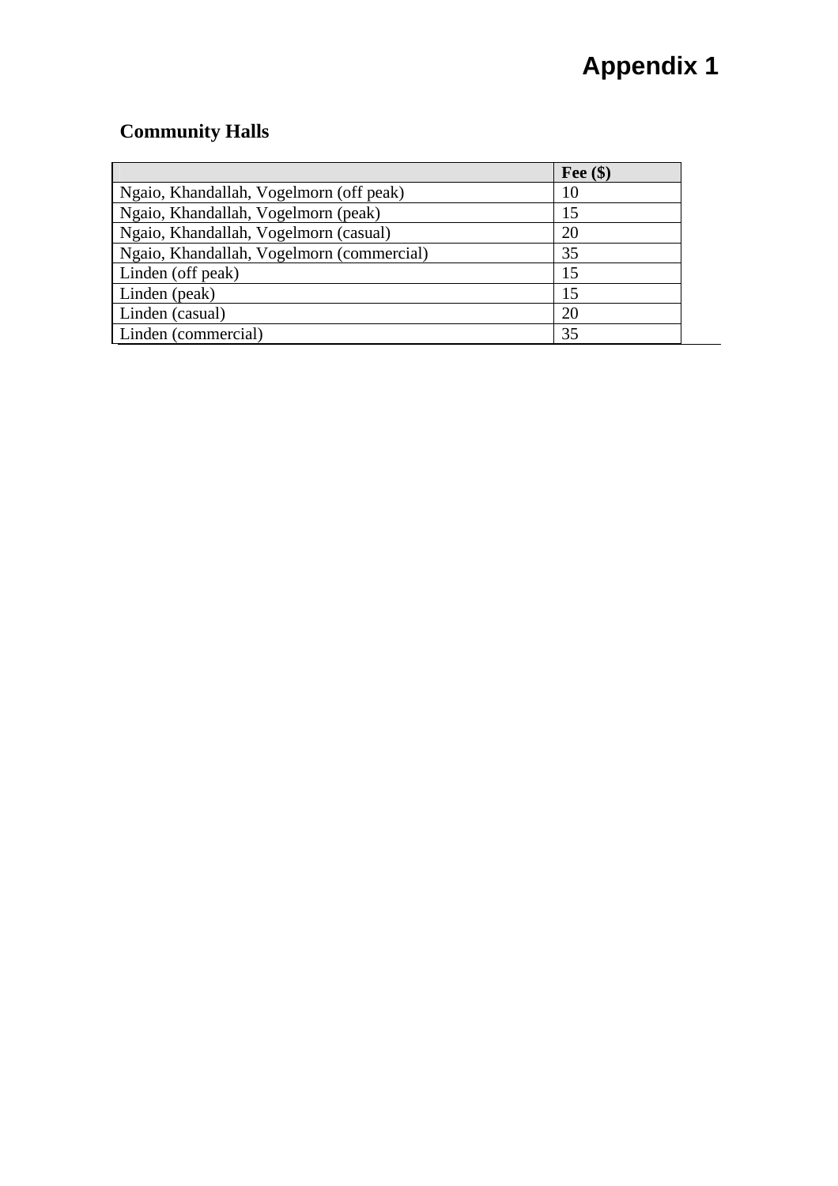# Appendix 1

## Community Halls

| | Fee ($) |
|---|---|
| Ngaio, Khandallah, Vogelmorn (off peak) | 10 |
| Ngaio, Khandallah, Vogelmorn (peak) | 15 |
| Ngaio, Khandallah, Vogelmorn (casual) | 20 |
| Ngaio, Khandallah, Vogelmorn (commercial) | 35 |
| Linden (off peak) | 15 |
| Linden (peak) | 15 |
| Linden (casual) | 20 |
| Linden (commercial) | 35 |